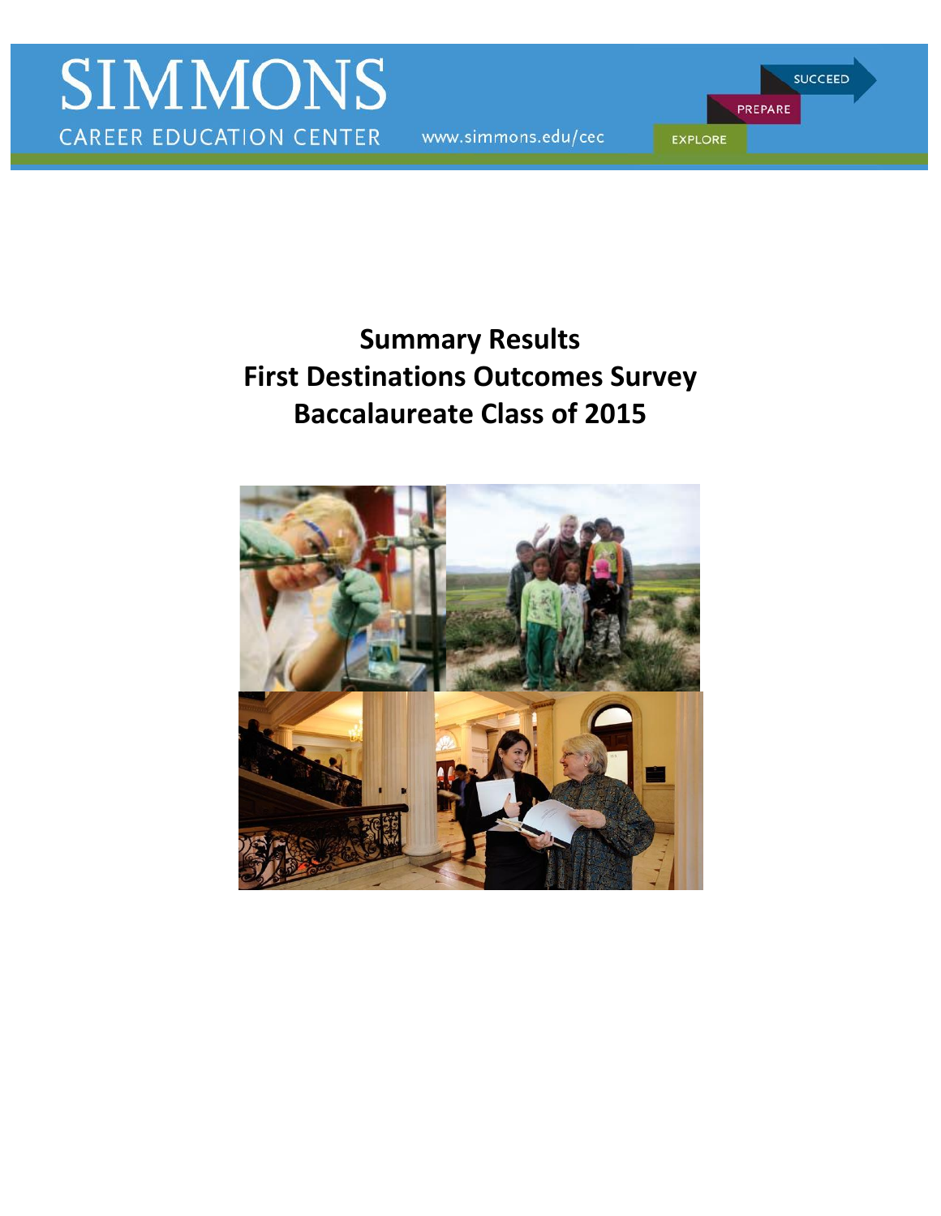SIMMONS

CAREER EDUCATION CENTER

www.simmons.edu/cec

SUCCEED

PREPARE

EXPLORE

# Summary Results
# First Destinations Outcomes Survey
# Baccalaureate Class of 2015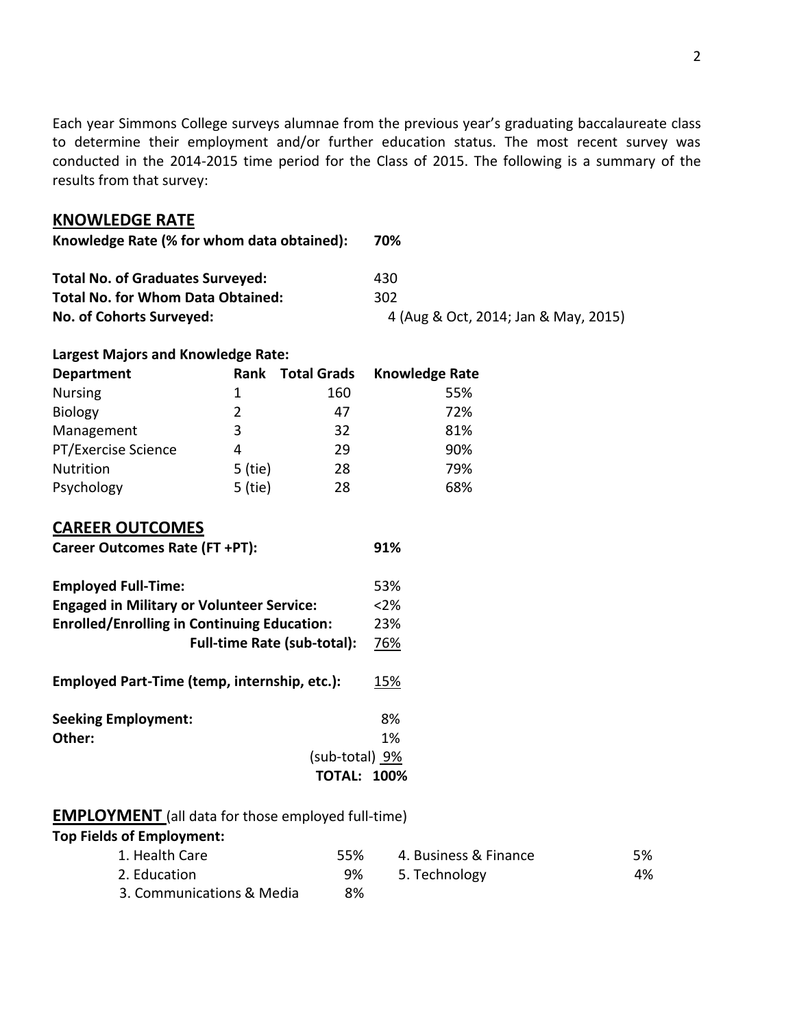Each year Simmons College surveys alumnae from the previous year's graduating baccalaureate class to determine their employment and/or further education status. The most recent survey was conducted in the 2014-2015 time period for the Class of 2015. The following is a summary of the results from that survey:

## KNOWLEDGE RATE

**Knowledge Rate (% for whom data obtained):** **70%**

**Total No. of Graduates Surveyed:** 430
**Total No. for Whom Data Obtained:** 302
**No. of Cohorts Surveyed:** 4 (Aug & Oct, 2014; Jan & May, 2015)

**Largest Majors and Knowledge Rate:**

| Department | Rank | Total Grads | Knowledge Rate |
|---|---|---|---|
| Nursing | 1 | 160 | 55% |
| Biology | 2 | 47 | 72% |
| Management | 3 | 32 | 81% |
| PT/Exercise Science | 4 | 29 | 90% |
| Nutrition | 5 (tie) | 28 | 79% |
| Psychology | 5 (tie) | 28 | 68% |

## CAREER OUTCOMES

**Career Outcomes Rate (FT +PT):** **91%**

| | |
|---|---|
| **Employed Full-Time:** | 53% |
| **Engaged in Military or Volunteer Service:** | <2% |
| **Enrolled/Enrolling in Continuing Education:** | 23% |
| **Full-time Rate (sub-total):** | 76% |
| **Employed Part-Time (temp, internship, etc.):** | 15% |
| **Seeking Employment:** | 8% |
| **Other:** | 1% |
| (sub-total) | 9% |
| **TOTAL:** | **100%** |

## EMPLOYMENT (all data for those employed full-time)

**Top Fields of Employment:**

1. Health Care 55%
2. Education 9%
3. Communications & Media 8%
4. Business & Finance 5%
5. Technology 4%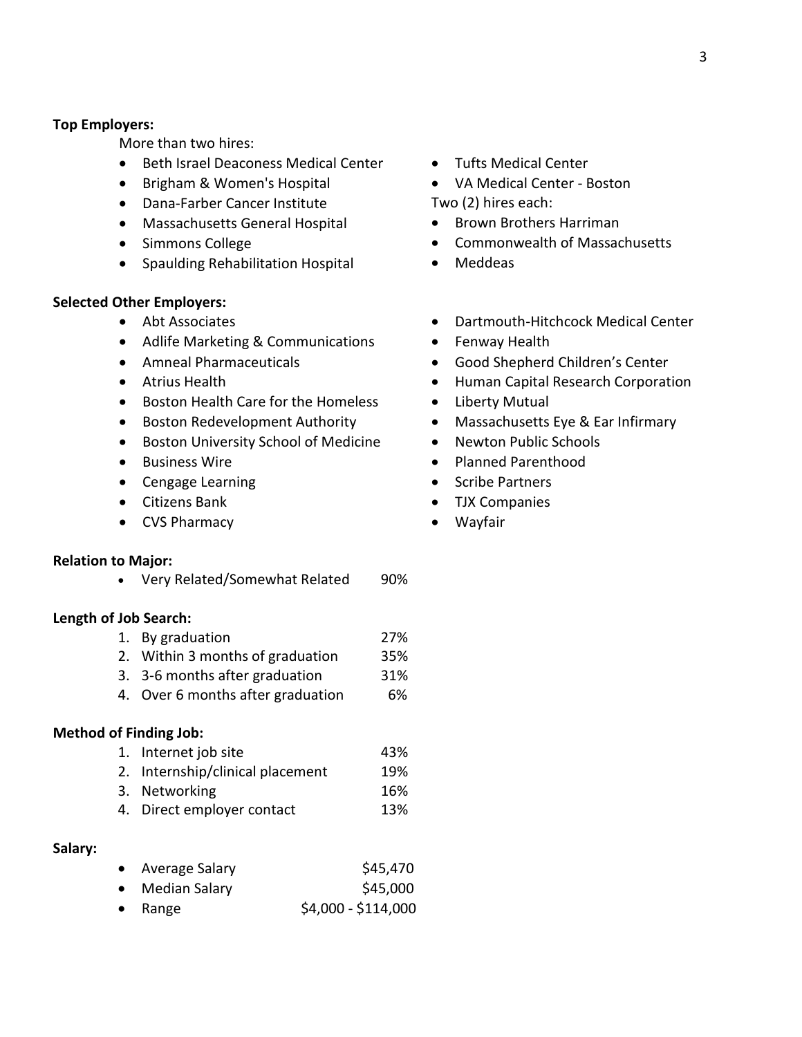**Top Employers:**

More than two hires:

- Beth Israel Deaconess Medical Center
- Brigham & Women's Hospital
- Dana-Farber Cancer Institute
- Massachusetts General Hospital
- Simmons College
- Spaulding Rehabilitation Hospital
- Tufts Medical Center
- VA Medical Center - Boston

Two (2) hires each:

- Brown Brothers Harriman
- Commonwealth of Massachusetts
- Meddeas

**Selected Other Employers:**

- Abt Associates
- Adlife Marketing & Communications
- Amneal Pharmaceuticals
- Atrius Health
- Boston Health Care for the Homeless
- Boston Redevelopment Authority
- Boston University School of Medicine
- Business Wire
- Cengage Learning
- Citizens Bank
- CVS Pharmacy
- Dartmouth-Hitchcock Medical Center
- Fenway Health
- Good Shepherd Children's Center
- Human Capital Research Corporation
- Liberty Mutual
- Massachusetts Eye & Ear Infirmary
- Newton Public Schools
- Planned Parenthood
- Scribe Partners
- TJX Companies
- Wayfair

**Relation to Major:**

- Very Related/Somewhat Related 90%

**Length of Job Search:**

1. By graduation 27%
2. Within 3 months of graduation 35%
3. 3-6 months after graduation 31%
4. Over 6 months after graduation 6%

**Method of Finding Job:**

1. Internet job site 43%
2. Internship/clinical placement 19%
3. Networking 16%
4. Direct employer contact 13%

**Salary:**

- Average Salary $45,470
- Median Salary $45,000
- Range $4,000 - $114,000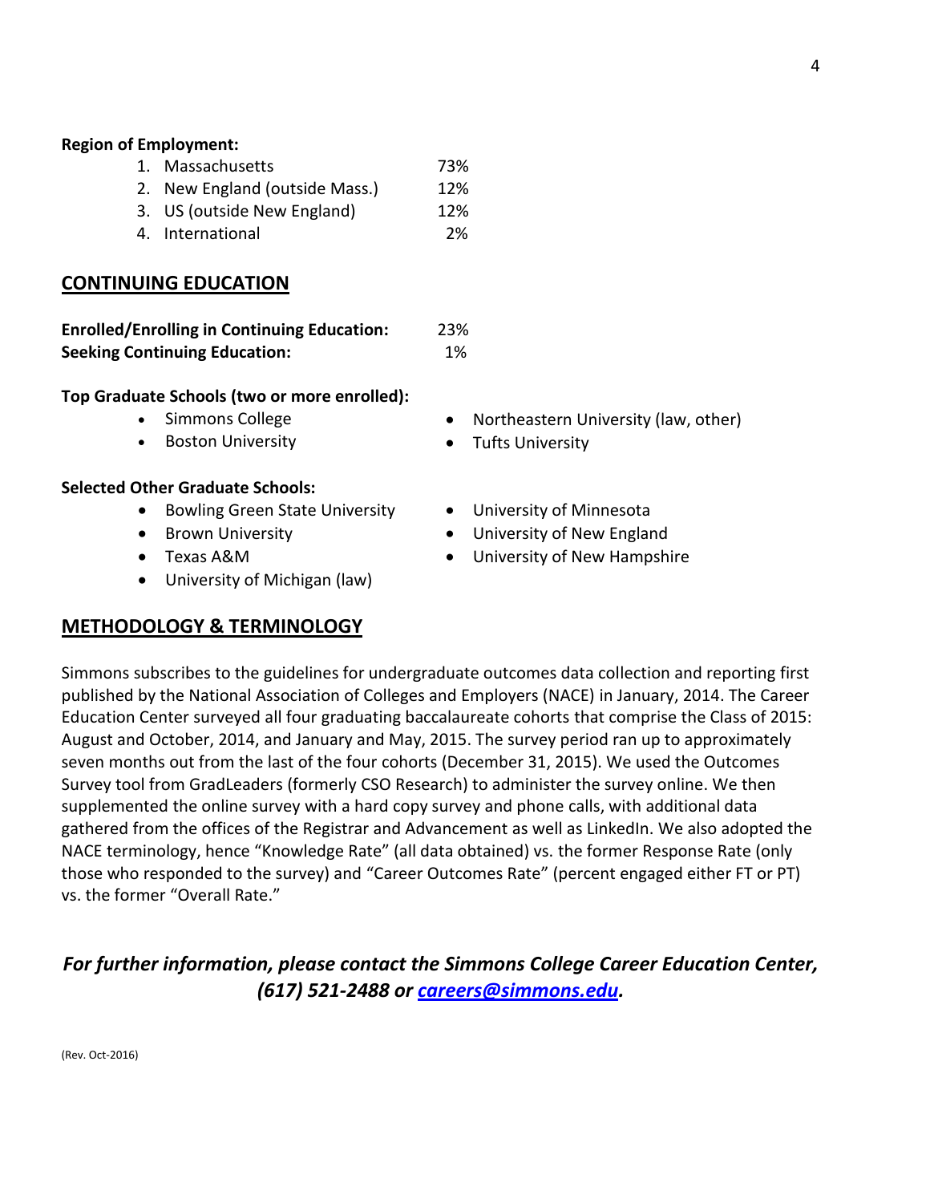**Region of Employment:**

| | |
|---|---|
| 1. Massachusetts | 73% |
| 2. New England (outside Mass.) | 12% |
| 3. US (outside New England) | 12% |
| 4. International | 2% |

## CONTINUING EDUCATION

| | |
|---|---|
| **Enrolled/Enrolling in Continuing Education:** | 23% |
| **Seeking Continuing Education:** | 1% |

**Top Graduate Schools (two or more enrolled):**

- Simmons College
- Boston University
- Northeastern University (law, other)
- Tufts University

**Selected Other Graduate Schools:**

- Bowling Green State University
- Brown University
- Texas A&M
- University of Michigan (law)
- University of Minnesota
- University of New England
- University of New Hampshire

## METHODOLOGY & TERMINOLOGY

Simmons subscribes to the guidelines for undergraduate outcomes data collection and reporting first published by the National Association of Colleges and Employers (NACE) in January, 2014. The Career Education Center surveyed all four graduating baccalaureate cohorts that comprise the Class of 2015: August and October, 2014, and January and May, 2015. The survey period ran up to approximately seven months out from the last of the four cohorts (December 31, 2015). We used the Outcomes Survey tool from GradLeaders (formerly CSO Research) to administer the survey online. We then supplemented the online survey with a hard copy survey and phone calls, with additional data gathered from the offices of the Registrar and Advancement as well as LinkedIn. We also adopted the NACE terminology, hence "Knowledge Rate" (all data obtained) vs. the former Response Rate (only those who responded to the survey) and "Career Outcomes Rate" (percent engaged either FT or PT) vs. the former "Overall Rate."

***For further information, please contact the Simmons College Career Education Center, (617) 521-2488 or [careers@simmons.edu](mailto:careers@simmons.edu).***

(Rev. Oct-2016)